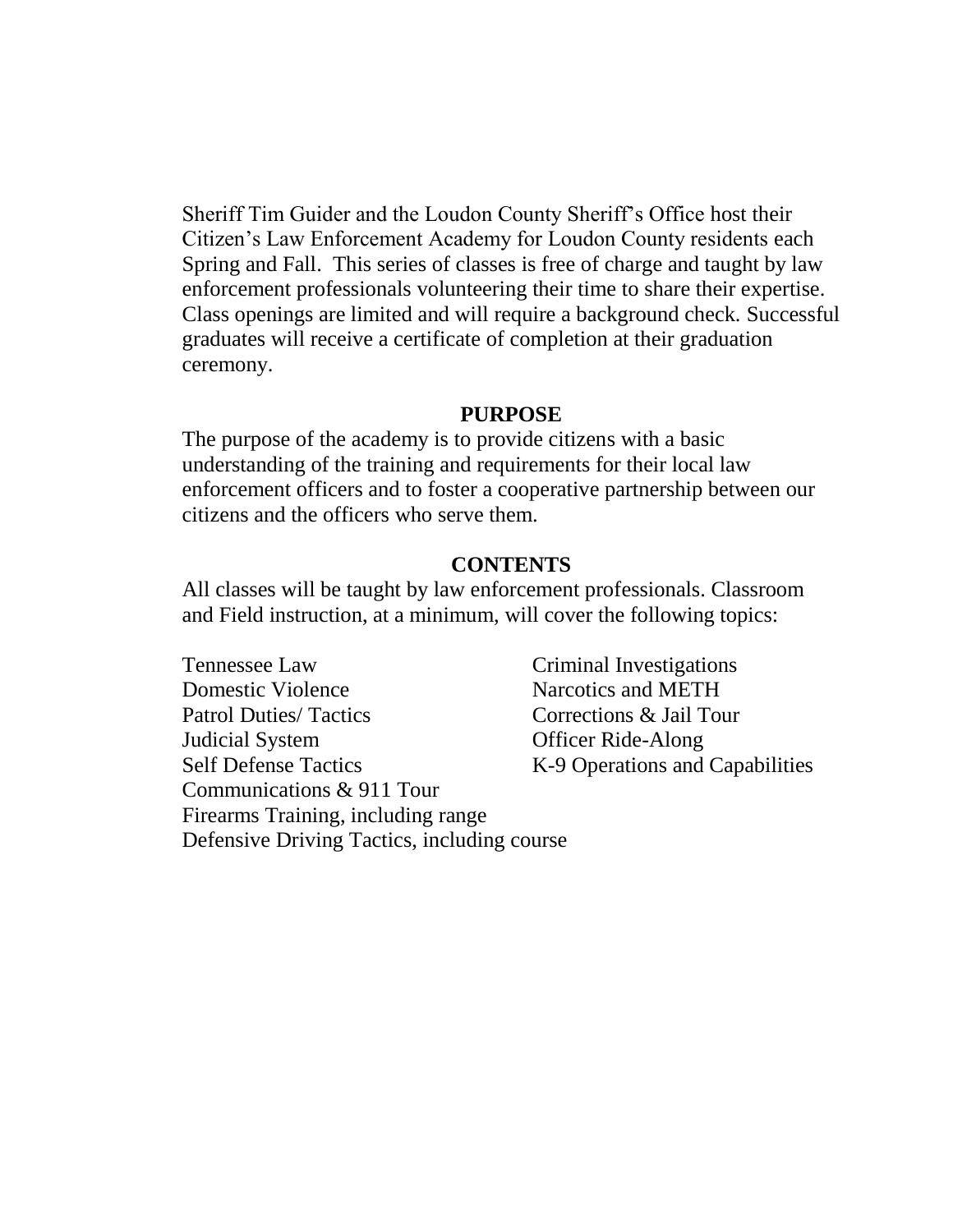Sheriff Tim Guider and the Loudon County Sheriff's Office host their Citizen's Law Enforcement Academy for Loudon County residents each Spring and Fall. This series of classes is free of charge and taught by law enforcement professionals volunteering their time to share their expertise. Class openings are limited and will require a background check. Successful graduates will receive a certificate of completion at their graduation ceremony.

## PURPOSE

The purpose of the academy is to provide citizens with a basic understanding of the training and requirements for their local law enforcement officers and to foster a cooperative partnership between our citizens and the officers who serve them.

## CONTENTS

All classes will be taught by law enforcement professionals. Classroom and Field instruction, at a minimum, will cover the following topics:

- Tennessee Law
- Criminal Investigations
- Domestic Violence
- Narcotics and METH
- Patrol Duties/ Tactics
- Corrections & Jail Tour
- Judicial System
- Officer Ride-Along
- Self Defense Tactics
- K-9 Operations and Capabilities
- Communications & 911 Tour
- Firearms Training, including range
- Defensive Driving Tactics, including course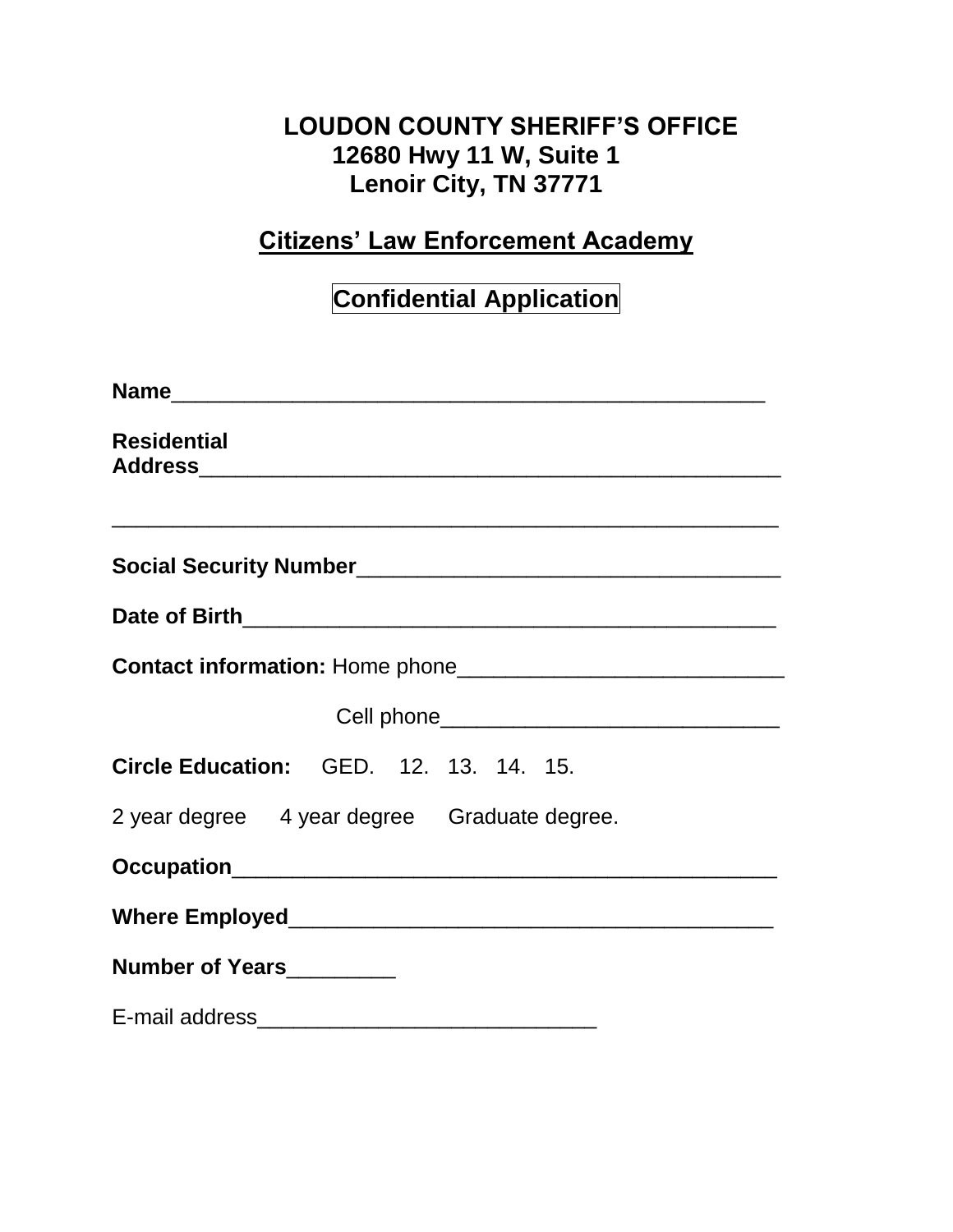**LOUDON COUNTY SHERIFF'S OFFICE**
**12680 Hwy 11 W, Suite 1**
**Lenoir City, TN 37771**

**Citizens' Law Enforcement Academy**

**Confidential Application**

**Name**\_\_\_\_\_\_\_\_\_\_\_\_\_\_\_\_\_\_\_\_\_\_\_\_\_\_\_\_\_\_\_\_\_\_\_\_\_\_\_\_\_\_\_\_\_\_\_\_

**Residential Address**\_\_\_\_\_\_\_\_\_\_\_\_\_\_\_\_\_\_\_\_\_\_\_\_\_\_\_\_\_\_\_\_\_\_\_\_\_\_\_\_\_\_\_\_\_\_\_\_

\_\_\_\_\_\_\_\_\_\_\_\_\_\_\_\_\_\_\_\_\_\_\_\_\_\_\_\_\_\_\_\_\_\_\_\_\_\_\_\_\_\_\_\_\_\_\_\_\_\_\_\_\_\_

**Social Security Number**\_\_\_\_\_\_\_\_\_\_\_\_\_\_\_\_\_\_\_\_\_\_\_\_\_\_\_\_\_\_\_\_\_\_\_\_

**Date of Birth**\_\_\_\_\_\_\_\_\_\_\_\_\_\_\_\_\_\_\_\_\_\_\_\_\_\_\_\_\_\_\_\_\_\_\_\_\_\_\_\_\_\_\_\_

**Contact information:** Home phone\_\_\_\_\_\_\_\_\_\_\_\_\_\_\_\_\_\_\_\_\_\_\_\_\_\_\_\_

Cell phone\_\_\_\_\_\_\_\_\_\_\_\_\_\_\_\_\_\_\_\_\_\_\_\_\_\_\_\_\_

**Circle Education:** GED. 12. 13. 14. 15.

2 year degree 4 year degree Graduate degree.

**Occupation**\_\_\_\_\_\_\_\_\_\_\_\_\_\_\_\_\_\_\_\_\_\_\_\_\_\_\_\_\_\_\_\_\_\_\_\_\_\_\_\_\_\_\_\_\_\_

**Where Employed**\_\_\_\_\_\_\_\_\_\_\_\_\_\_\_\_\_\_\_\_\_\_\_\_\_\_\_\_\_\_\_\_\_\_\_\_\_\_\_\_\_

**Number of Years**\_\_\_\_\_\_\_\_\_

E-mail address\_\_\_\_\_\_\_\_\_\_\_\_\_\_\_\_\_\_\_\_\_\_\_\_\_\_\_\_\_